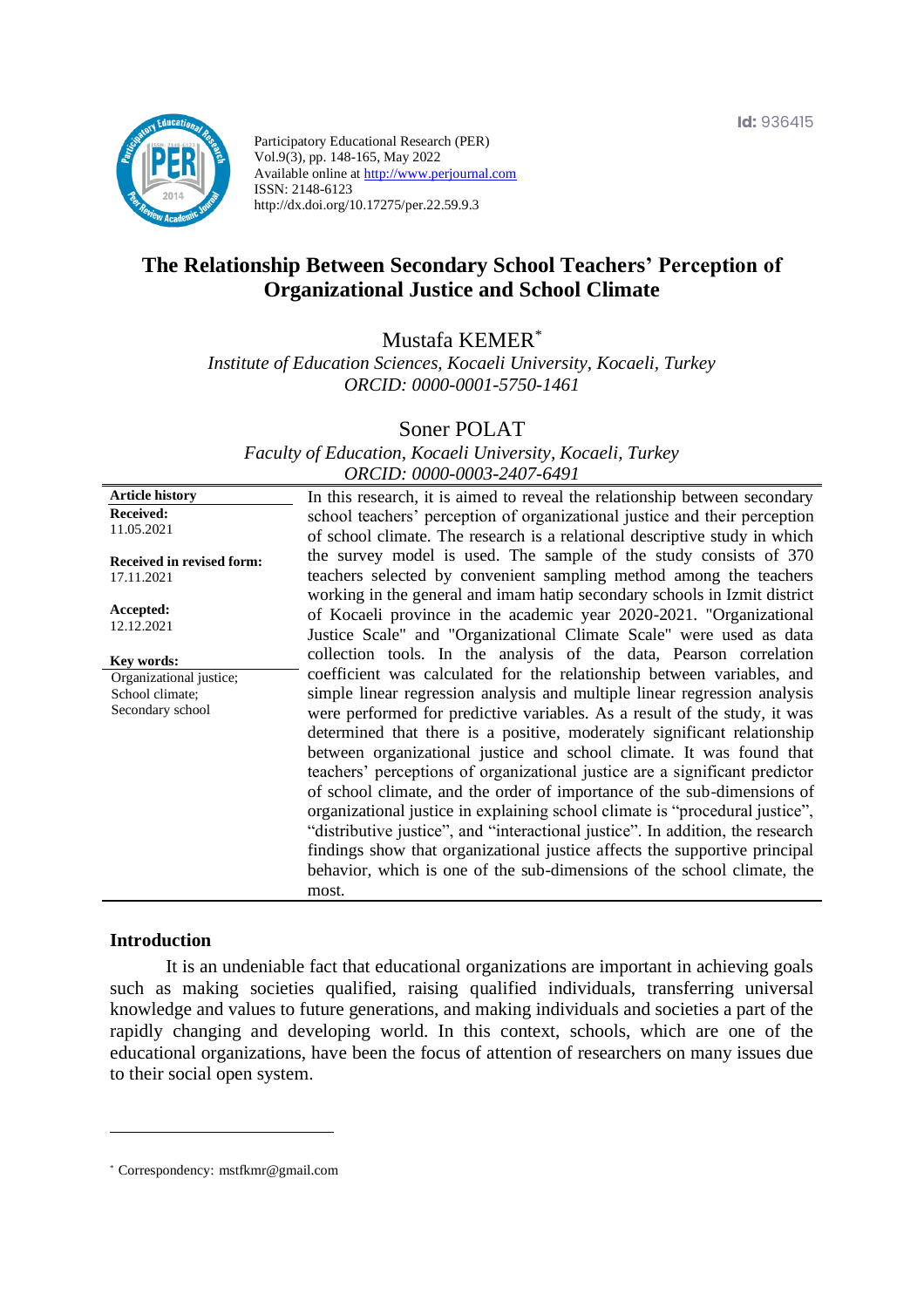Id: 936415

Participatory Educational Research (PER)
Vol.9(3), pp. 148-165, May 2022
Available online at http://www.perjournal.com
ISSN: 2148-6123
http://dx.doi.org/10.17275/per.22.59.9.3

# The Relationship Between Secondary School Teachers' Perception of Organizational Justice and School Climate

Mustafa KEMER*

*Institute of Education Sciences, Kocaeli University, Kocaeli, Turkey*
*ORCID: 0000-0001-5750-1461*

Soner POLAT

*Faculty of Education, Kocaeli University, Kocaeli, Turkey*
*ORCID: 0000-0003-2407-6491*

**Article history**
**Received:** 11.05.2021
**Received in revised form:** 17.11.2021
**Accepted:** 12.12.2021

**Key words:**
Organizational justice;
School climate;
Secondary school

In this research, it is aimed to reveal the relationship between secondary school teachers' perception of organizational justice and their perception of school climate. The research is a relational descriptive study in which the survey model is used. The sample of the study consists of 370 teachers selected by convenient sampling method among the teachers working in the general and imam hatip secondary schools in Izmit district of Kocaeli province in the academic year 2020-2021. "Organizational Justice Scale" and "Organizational Climate Scale" were used as data collection tools. In the analysis of the data, Pearson correlation coefficient was calculated for the relationship between variables, and simple linear regression analysis and multiple linear regression analysis were performed for predictive variables. As a result of the study, it was determined that there is a positive, moderately significant relationship between organizational justice and school climate. It was found that teachers' perceptions of organizational justice are a significant predictor of school climate, and the order of importance of the sub-dimensions of organizational justice in explaining school climate is "procedural justice", "distributive justice", and "interactional justice". In addition, the research findings show that organizational justice affects the supportive principal behavior, which is one of the sub-dimensions of the school climate, the most.

## Introduction

It is an undeniable fact that educational organizations are important in achieving goals such as making societies qualified, raising qualified individuals, transferring universal knowledge and values to future generations, and making individuals and societies a part of the rapidly changing and developing world. In this context, schools, which are one of the educational organizations, have been the focus of attention of researchers on many issues due to their social open system.

* Correspondency: mstfkmr@gmail.com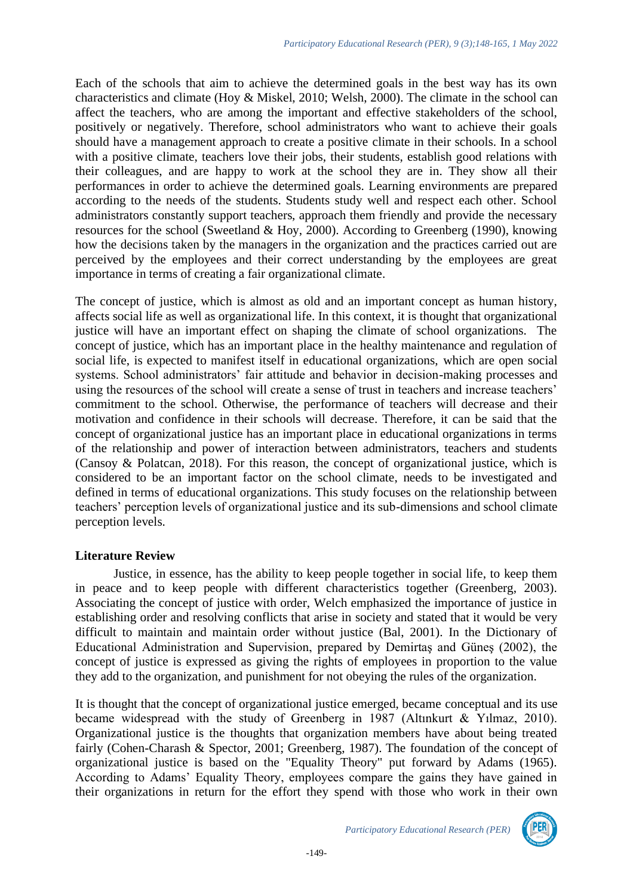Each of the schools that aim to achieve the determined goals in the best way has its own characteristics and climate (Hoy & Miskel, 2010; Welsh, 2000). The climate in the school can affect the teachers, who are among the important and effective stakeholders of the school, positively or negatively. Therefore, school administrators who want to achieve their goals should have a management approach to create a positive climate in their schools. In a school with a positive climate, teachers love their jobs, their students, establish good relations with their colleagues, and are happy to work at the school they are in. They show all their performances in order to achieve the determined goals. Learning environments are prepared according to the needs of the students. Students study well and respect each other. School administrators constantly support teachers, approach them friendly and provide the necessary resources for the school (Sweetland & Hoy, 2000). According to Greenberg (1990), knowing how the decisions taken by the managers in the organization and the practices carried out are perceived by the employees and their correct understanding by the employees are great importance in terms of creating a fair organizational climate.

The concept of justice, which is almost as old and an important concept as human history, affects social life as well as organizational life. In this context, it is thought that organizational justice will have an important effect on shaping the climate of school organizations. The concept of justice, which has an important place in the healthy maintenance and regulation of social life, is expected to manifest itself in educational organizations, which are open social systems. School administrators' fair attitude and behavior in decision-making processes and using the resources of the school will create a sense of trust in teachers and increase teachers' commitment to the school. Otherwise, the performance of teachers will decrease and their motivation and confidence in their schools will decrease. Therefore, it can be said that the concept of organizational justice has an important place in educational organizations in terms of the relationship and power of interaction between administrators, teachers and students (Cansoy & Polatcan, 2018). For this reason, the concept of organizational justice, which is considered to be an important factor on the school climate, needs to be investigated and defined in terms of educational organizations. This study focuses on the relationship between teachers' perception levels of organizational justice and its sub-dimensions and school climate perception levels.

## Literature Review

Justice, in essence, has the ability to keep people together in social life, to keep them in peace and to keep people with different characteristics together (Greenberg, 2003). Associating the concept of justice with order, Welch emphasized the importance of justice in establishing order and resolving conflicts that arise in society and stated that it would be very difficult to maintain and maintain order without justice (Bal, 2001). In the Dictionary of Educational Administration and Supervision, prepared by Demirtaş and Güneş (2002), the concept of justice is expressed as giving the rights of employees in proportion to the value they add to the organization, and punishment for not obeying the rules of the organization.

It is thought that the concept of organizational justice emerged, became conceptual and its use became widespread with the study of Greenberg in 1987 (Altınkurt & Yılmaz, 2010). Organizational justice is the thoughts that organization members have about being treated fairly (Cohen-Charash & Spector, 2001; Greenberg, 1987). The foundation of the concept of organizational justice is based on the "Equality Theory" put forward by Adams (1965). According to Adams' Equality Theory, employees compare the gains they have gained in their organizations in return for the effort they spend with those who work in their own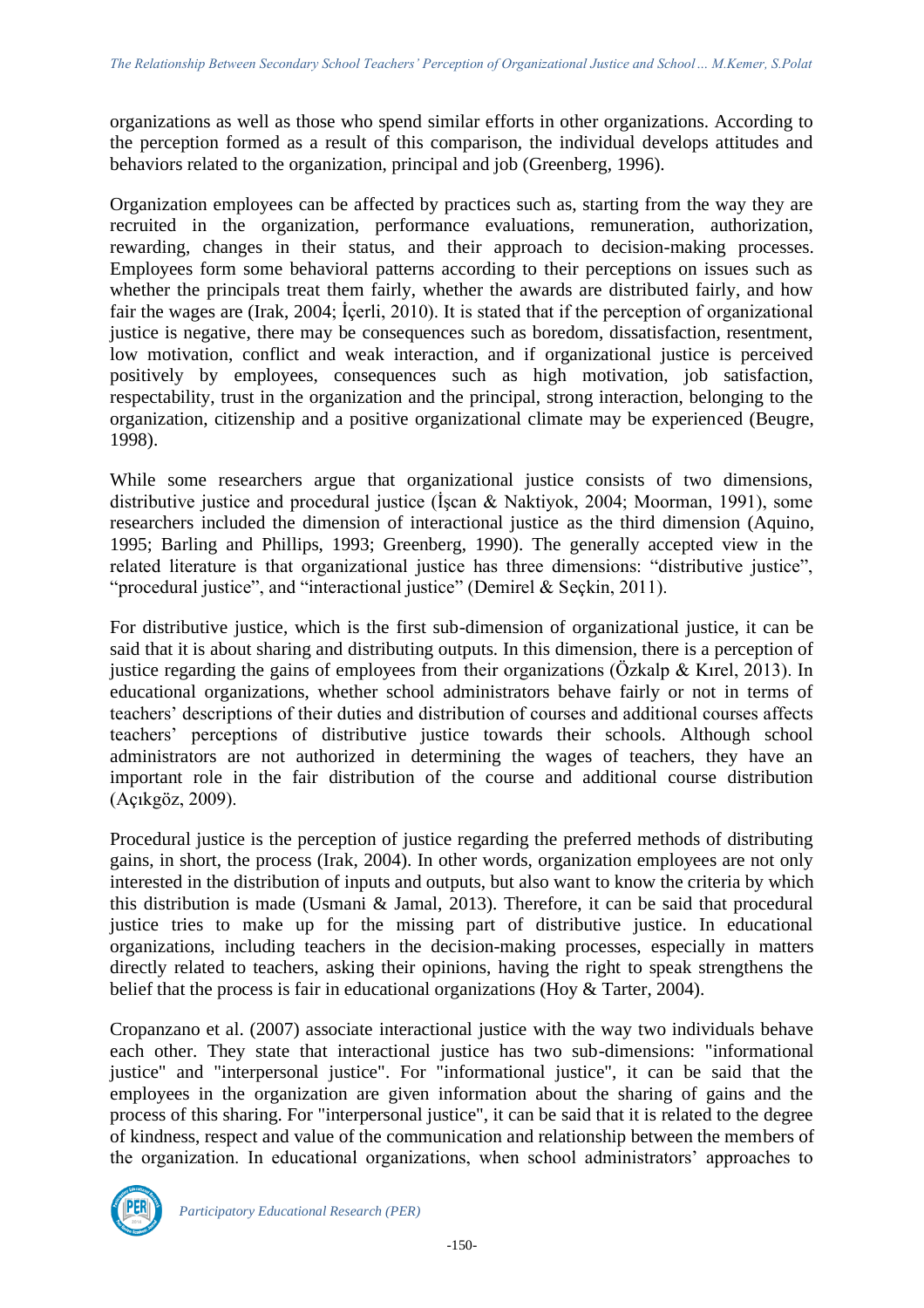organizations as well as those who spend similar efforts in other organizations. According to the perception formed as a result of this comparison, the individual develops attitudes and behaviors related to the organization, principal and job (Greenberg, 1996).

Organization employees can be affected by practices such as, starting from the way they are recruited in the organization, performance evaluations, remuneration, authorization, rewarding, changes in their status, and their approach to decision-making processes. Employees form some behavioral patterns according to their perceptions on issues such as whether the principals treat them fairly, whether the awards are distributed fairly, and how fair the wages are (Irak, 2004; İçerli, 2010). It is stated that if the perception of organizational justice is negative, there may be consequences such as boredom, dissatisfaction, resentment, low motivation, conflict and weak interaction, and if organizational justice is perceived positively by employees, consequences such as high motivation, job satisfaction, respectability, trust in the organization and the principal, strong interaction, belonging to the organization, citizenship and a positive organizational climate may be experienced (Beugre, 1998).

While some researchers argue that organizational justice consists of two dimensions, distributive justice and procedural justice (İşcan & Naktiyok, 2004; Moorman, 1991), some researchers included the dimension of interactional justice as the third dimension (Aquino, 1995; Barling and Phillips, 1993; Greenberg, 1990). The generally accepted view in the related literature is that organizational justice has three dimensions: "distributive justice", "procedural justice", and "interactional justice" (Demirel & Seçkin, 2011).

For distributive justice, which is the first sub-dimension of organizational justice, it can be said that it is about sharing and distributing outputs. In this dimension, there is a perception of justice regarding the gains of employees from their organizations (Özkalp & Kırel, 2013). In educational organizations, whether school administrators behave fairly or not in terms of teachers' descriptions of their duties and distribution of courses and additional courses affects teachers' perceptions of distributive justice towards their schools. Although school administrators are not authorized in determining the wages of teachers, they have an important role in the fair distribution of the course and additional course distribution (Açıkgöz, 2009).

Procedural justice is the perception of justice regarding the preferred methods of distributing gains, in short, the process (Irak, 2004). In other words, organization employees are not only interested in the distribution of inputs and outputs, but also want to know the criteria by which this distribution is made (Usmani & Jamal, 2013). Therefore, it can be said that procedural justice tries to make up for the missing part of distributive justice. In educational organizations, including teachers in the decision-making processes, especially in matters directly related to teachers, asking their opinions, having the right to speak strengthens the belief that the process is fair in educational organizations (Hoy & Tarter, 2004).

Cropanzano et al. (2007) associate interactional justice with the way two individuals behave each other. They state that interactional justice has two sub-dimensions: "informational justice" and "interpersonal justice". For "informational justice", it can be said that the employees in the organization are given information about the sharing of gains and the process of this sharing. For "interpersonal justice", it can be said that it is related to the degree of kindness, respect and value of the communication and relationship between the members of the organization. In educational organizations, when school administrators' approaches to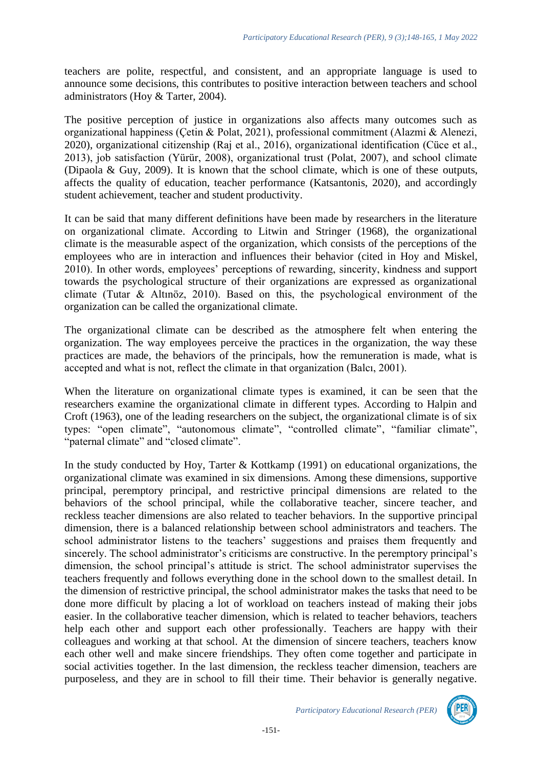teachers are polite, respectful, and consistent, and an appropriate language is used to announce some decisions, this contributes to positive interaction between teachers and school administrators (Hoy & Tarter, 2004).

The positive perception of justice in organizations also affects many outcomes such as organizational happiness (Çetin & Polat, 2021), professional commitment (Alazmi & Alenezi, 2020), organizational citizenship (Raj et al., 2016), organizational identification (Cüce et al., 2013), job satisfaction (Yürür, 2008), organizational trust (Polat, 2007), and school climate (Dipaola & Guy, 2009). It is known that the school climate, which is one of these outputs, affects the quality of education, teacher performance (Katsantonis, 2020), and accordingly student achievement, teacher and student productivity.

It can be said that many different definitions have been made by researchers in the literature on organizational climate. According to Litwin and Stringer (1968), the organizational climate is the measurable aspect of the organization, which consists of the perceptions of the employees who are in interaction and influences their behavior (cited in Hoy and Miskel, 2010). In other words, employees' perceptions of rewarding, sincerity, kindness and support towards the psychological structure of their organizations are expressed as organizational climate (Tutar & Altınöz, 2010). Based on this, the psychological environment of the organization can be called the organizational climate.

The organizational climate can be described as the atmosphere felt when entering the organization. The way employees perceive the practices in the organization, the way these practices are made, the behaviors of the principals, how the remuneration is made, what is accepted and what is not, reflect the climate in that organization (Balcı, 2001).

When the literature on organizational climate types is examined, it can be seen that the researchers examine the organizational climate in different types. According to Halpin and Croft (1963), one of the leading researchers on the subject, the organizational climate is of six types: "open climate", "autonomous climate", "controlled climate", "familiar climate", "paternal climate" and "closed climate".

In the study conducted by Hoy, Tarter & Kottkamp (1991) on educational organizations, the organizational climate was examined in six dimensions. Among these dimensions, supportive principal, peremptory principal, and restrictive principal dimensions are related to the behaviors of the school principal, while the collaborative teacher, sincere teacher, and reckless teacher dimensions are also related to teacher behaviors. In the supportive principal dimension, there is a balanced relationship between school administrators and teachers. The school administrator listens to the teachers' suggestions and praises them frequently and sincerely. The school administrator's criticisms are constructive. In the peremptory principal's dimension, the school principal's attitude is strict. The school administrator supervises the teachers frequently and follows everything done in the school down to the smallest detail. In the dimension of restrictive principal, the school administrator makes the tasks that need to be done more difficult by placing a lot of workload on teachers instead of making their jobs easier. In the collaborative teacher dimension, which is related to teacher behaviors, teachers help each other and support each other professionally. Teachers are happy with their colleagues and working at that school. At the dimension of sincere teachers, teachers know each other well and make sincere friendships. They often come together and participate in social activities together. In the last dimension, the reckless teacher dimension, teachers are purposeless, and they are in school to fill their time. Their behavior is generally negative.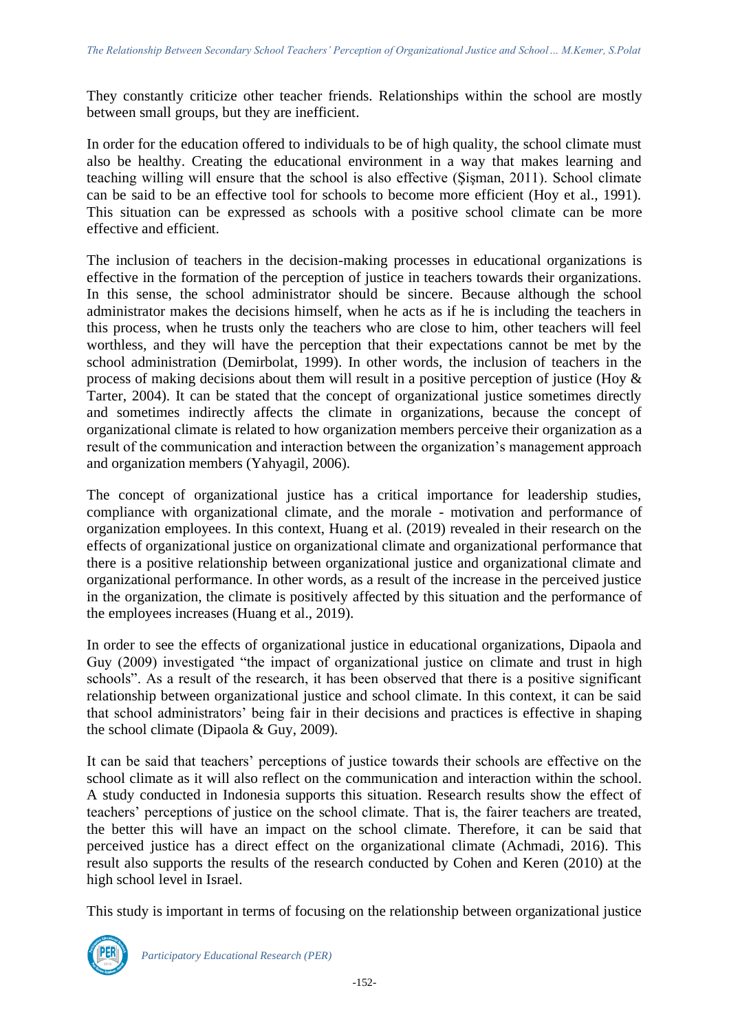They constantly criticize other teacher friends. Relationships within the school are mostly between small groups, but they are inefficient.

In order for the education offered to individuals to be of high quality, the school climate must also be healthy. Creating the educational environment in a way that makes learning and teaching willing will ensure that the school is also effective (Şişman, 2011). School climate can be said to be an effective tool for schools to become more efficient (Hoy et al., 1991). This situation can be expressed as schools with a positive school climate can be more effective and efficient.

The inclusion of teachers in the decision-making processes in educational organizations is effective in the formation of the perception of justice in teachers towards their organizations. In this sense, the school administrator should be sincere. Because although the school administrator makes the decisions himself, when he acts as if he is including the teachers in this process, when he trusts only the teachers who are close to him, other teachers will feel worthless, and they will have the perception that their expectations cannot be met by the school administration (Demirbolat, 1999). In other words, the inclusion of teachers in the process of making decisions about them will result in a positive perception of justice (Hoy & Tarter, 2004). It can be stated that the concept of organizational justice sometimes directly and sometimes indirectly affects the climate in organizations, because the concept of organizational climate is related to how organization members perceive their organization as a result of the communication and interaction between the organization's management approach and organization members (Yahyagil, 2006).

The concept of organizational justice has a critical importance for leadership studies, compliance with organizational climate, and the morale - motivation and performance of organization employees. In this context, Huang et al. (2019) revealed in their research on the effects of organizational justice on organizational climate and organizational performance that there is a positive relationship between organizational justice and organizational climate and organizational performance. In other words, as a result of the increase in the perceived justice in the organization, the climate is positively affected by this situation and the performance of the employees increases (Huang et al., 2019).

In order to see the effects of organizational justice in educational organizations, Dipaola and Guy (2009) investigated "the impact of organizational justice on climate and trust in high schools". As a result of the research, it has been observed that there is a positive significant relationship between organizational justice and school climate. In this context, it can be said that school administrators' being fair in their decisions and practices is effective in shaping the school climate (Dipaola & Guy, 2009).

It can be said that teachers' perceptions of justice towards their schools are effective on the school climate as it will also reflect on the communication and interaction within the school. A study conducted in Indonesia supports this situation. Research results show the effect of teachers' perceptions of justice on the school climate. That is, the fairer teachers are treated, the better this will have an impact on the school climate. Therefore, it can be said that perceived justice has a direct effect on the organizational climate (Achmadi, 2016). This result also supports the results of the research conducted by Cohen and Keren (2010) at the high school level in Israel.

This study is important in terms of focusing on the relationship between organizational justice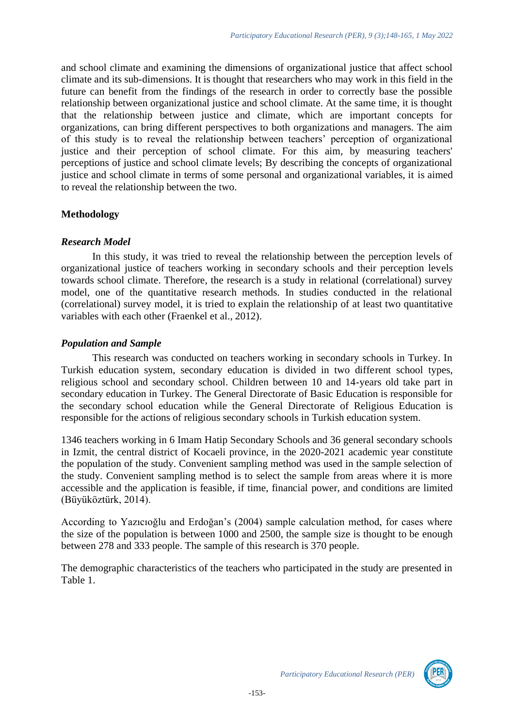and school climate and examining the dimensions of organizational justice that affect school climate and its sub-dimensions. It is thought that researchers who may work in this field in the future can benefit from the findings of the research in order to correctly base the possible relationship between organizational justice and school climate. At the same time, it is thought that the relationship between justice and climate, which are important concepts for organizations, can bring different perspectives to both organizations and managers. The aim of this study is to reveal the relationship between teachers' perception of organizational justice and their perception of school climate. For this aim, by measuring teachers' perceptions of justice and school climate levels; By describing the concepts of organizational justice and school climate in terms of some personal and organizational variables, it is aimed to reveal the relationship between the two.

## Methodology

### *Research Model*

In this study, it was tried to reveal the relationship between the perception levels of organizational justice of teachers working in secondary schools and their perception levels towards school climate. Therefore, the research is a study in relational (correlational) survey model, one of the quantitative research methods. In studies conducted in the relational (correlational) survey model, it is tried to explain the relationship of at least two quantitative variables with each other (Fraenkel et al., 2012).

### *Population and Sample*

This research was conducted on teachers working in secondary schools in Turkey. In Turkish education system, secondary education is divided in two different school types, religious school and secondary school. Children between 10 and 14-years old take part in secondary education in Turkey. The General Directorate of Basic Education is responsible for the secondary school education while the General Directorate of Religious Education is responsible for the actions of religious secondary schools in Turkish education system.

1346 teachers working in 6 Imam Hatip Secondary Schools and 36 general secondary schools in Izmit, the central district of Kocaeli province, in the 2020-2021 academic year constitute the population of the study. Convenient sampling method was used in the sample selection of the study. Convenient sampling method is to select the sample from areas where it is more accessible and the application is feasible, if time, financial power, and conditions are limited (Büyüköztürk, 2014).

According to Yazıcıoğlu and Erdoğan's (2004) sample calculation method, for cases where the size of the population is between 1000 and 2500, the sample size is thought to be enough between 278 and 333 people. The sample of this research is 370 people.

The demographic characteristics of the teachers who participated in the study are presented in Table 1.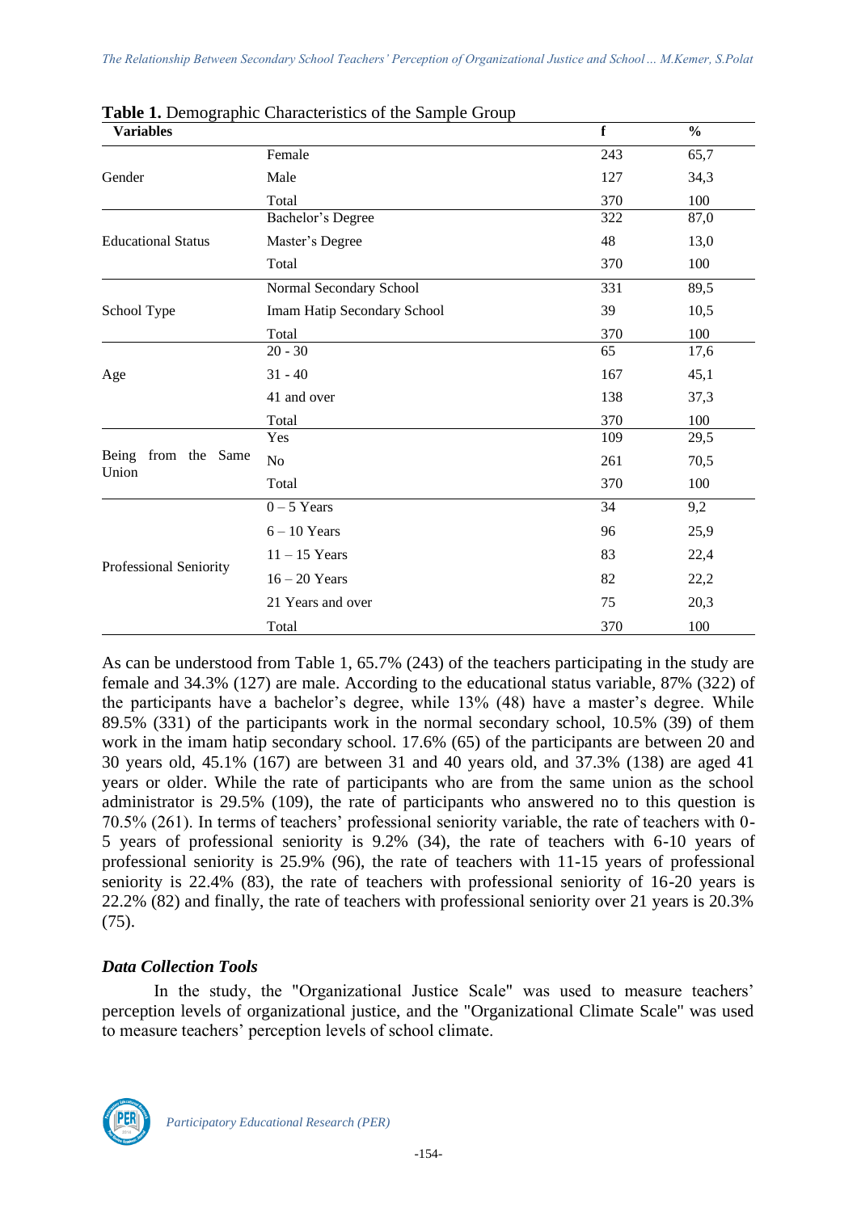**Table 1.** Demographic Characteristics of the Sample Group

| Variables | | f | % |
|---|---|---|---|
| Gender | Female | 243 | 65,7 |
| | Male | 127 | 34,3 |
| | Total | 370 | 100 |
| Educational Status | Bachelor's Degree | 322 | 87,0 |
| | Master's Degree | 48 | 13,0 |
| | Total | 370 | 100 |
| School Type | Normal Secondary School | 331 | 89,5 |
| | Imam Hatip Secondary School | 39 | 10,5 |
| | Total | 370 | 100 |
| Age | 20 - 30 | 65 | 17,6 |
| | 31 - 40 | 167 | 45,1 |
| | 41 and over | 138 | 37,3 |
| | Total | 370 | 100 |
| Being from the Same Union | Yes | 109 | 29,5 |
| | No | 261 | 70,5 |
| | Total | 370 | 100 |
| Professional Seniority | 0 – 5 Years | 34 | 9,2 |
| | 6 – 10 Years | 96 | 25,9 |
| | 11 – 15 Years | 83 | 22,4 |
| | 16 – 20 Years | 82 | 22,2 |
| | 21 Years and over | 75 | 20,3 |
| | Total | 370 | 100 |

As can be understood from Table 1, 65.7% (243) of the teachers participating in the study are female and 34.3% (127) are male. According to the educational status variable, 87% (322) of the participants have a bachelor's degree, while 13% (48) have a master's degree. While 89.5% (331) of the participants work in the normal secondary school, 10.5% (39) of them work in the imam hatip secondary school. 17.6% (65) of the participants are between 20 and 30 years old, 45.1% (167) are between 31 and 40 years old, and 37.3% (138) are aged 41 years or older. While the rate of participants who are from the same union as the school administrator is 29.5% (109), the rate of participants who answered no to this question is 70.5% (261). In terms of teachers' professional seniority variable, the rate of teachers with 0-5 years of professional seniority is 9.2% (34), the rate of teachers with 6-10 years of professional seniority is 25.9% (96), the rate of teachers with 11-15 years of professional seniority is 22.4% (83), the rate of teachers with professional seniority of 16-20 years is 22.2% (82) and finally, the rate of teachers with professional seniority over 21 years is 20.3% (75).

### *Data Collection Tools*

In the study, the "Organizational Justice Scale" was used to measure teachers' perception levels of organizational justice, and the "Organizational Climate Scale" was used to measure teachers' perception levels of school climate.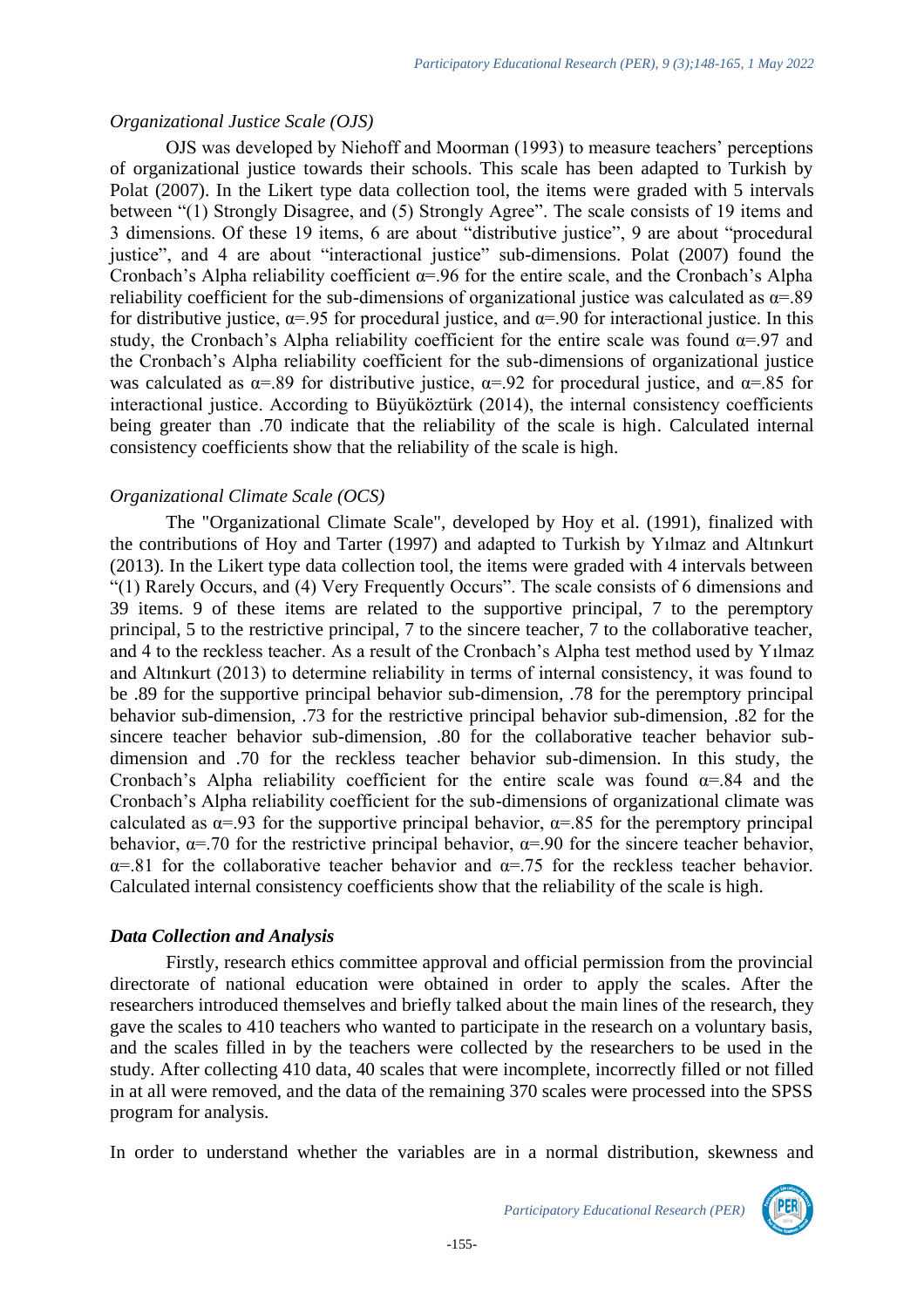*Organizational Justice Scale (OJS)*

OJS was developed by Niehoff and Moorman (1993) to measure teachers' perceptions of organizational justice towards their schools. This scale has been adapted to Turkish by Polat (2007). In the Likert type data collection tool, the items were graded with 5 intervals between "(1) Strongly Disagree, and (5) Strongly Agree". The scale consists of 19 items and 3 dimensions. Of these 19 items, 6 are about "distributive justice", 9 are about "procedural justice", and 4 are about "interactional justice" sub-dimensions. Polat (2007) found the Cronbach's Alpha reliability coefficient $\alpha$=.96 for the entire scale, and the Cronbach's Alpha reliability coefficient for the sub-dimensions of organizational justice was calculated as $\alpha$=.89 for distributive justice, $\alpha$=.95 for procedural justice, and $\alpha$=.90 for interactional justice. In this study, the Cronbach's Alpha reliability coefficient for the entire scale was found $\alpha$=.97 and the Cronbach's Alpha reliability coefficient for the sub-dimensions of organizational justice was calculated as $\alpha$=.89 for distributive justice, $\alpha$=.92 for procedural justice, and $\alpha$=.85 for interactional justice. According to Büyüköztürk (2014), the internal consistency coefficients being greater than .70 indicate that the reliability of the scale is high. Calculated internal consistency coefficients show that the reliability of the scale is high.

*Organizational Climate Scale (OCS)*

The "Organizational Climate Scale", developed by Hoy et al. (1991), finalized with the contributions of Hoy and Tarter (1997) and adapted to Turkish by Yılmaz and Altınkurt (2013). In the Likert type data collection tool, the items were graded with 4 intervals between "(1) Rarely Occurs, and (4) Very Frequently Occurs". The scale consists of 6 dimensions and 39 items. 9 of these items are related to the supportive principal, 7 to the peremptory principal, 5 to the restrictive principal, 7 to the sincere teacher, 7 to the collaborative teacher, and 4 to the reckless teacher. As a result of the Cronbach's Alpha test method used by Yılmaz and Altınkurt (2013) to determine reliability in terms of internal consistency, it was found to be .89 for the supportive principal behavior sub-dimension, .78 for the peremptory principal behavior sub-dimension, .73 for the restrictive principal behavior sub-dimension, .82 for the sincere teacher behavior sub-dimension, .80 for the collaborative teacher behavior sub-dimension and .70 for the reckless teacher behavior sub-dimension. In this study, the Cronbach's Alpha reliability coefficient for the entire scale was found $\alpha$=.84 and the Cronbach's Alpha reliability coefficient for the sub-dimensions of organizational climate was calculated as $\alpha$=.93 for the supportive principal behavior, $\alpha$=.85 for the peremptory principal behavior, $\alpha$=.70 for the restrictive principal behavior, $\alpha$=.90 for the sincere teacher behavior, $\alpha$=.81 for the collaborative teacher behavior and $\alpha$=.75 for the reckless teacher behavior. Calculated internal consistency coefficients show that the reliability of the scale is high.

***Data Collection and Analysis***

Firstly, research ethics committee approval and official permission from the provincial directorate of national education were obtained in order to apply the scales. After the researchers introduced themselves and briefly talked about the main lines of the research, they gave the scales to 410 teachers who wanted to participate in the research on a voluntary basis, and the scales filled in by the teachers were collected by the researchers to be used in the study. After collecting 410 data, 40 scales that were incomplete, incorrectly filled or not filled in at all were removed, and the data of the remaining 370 scales were processed into the SPSS program for analysis.

In order to understand whether the variables are in a normal distribution, skewness and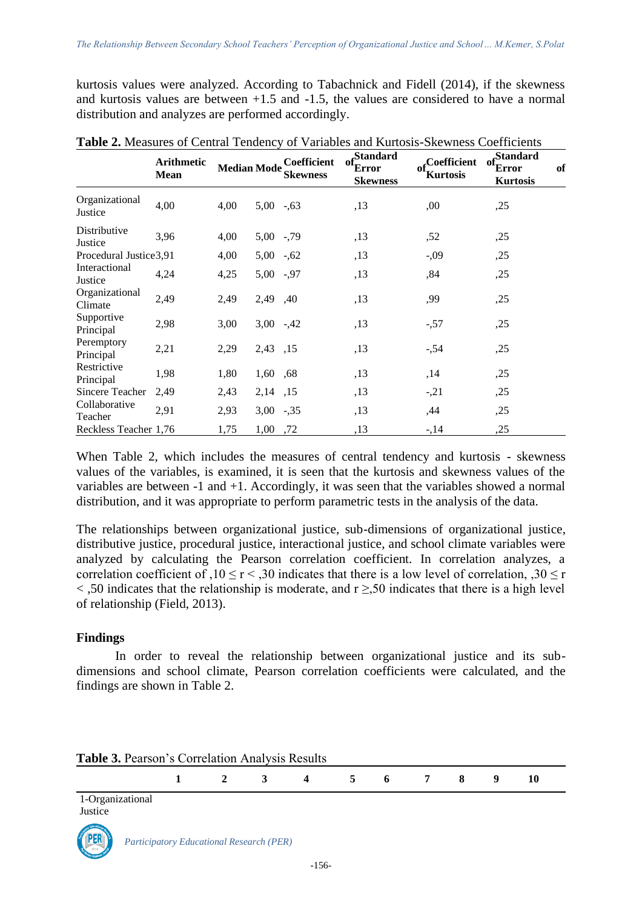kurtosis values were analyzed. According to Tabachnick and Fidell (2014), if the skewness and kurtosis values are between +1.5 and -1.5, the values are considered to have a normal distribution and analyzes are performed accordingly.

**Table 2.** Measures of Central Tendency of Variables and Kurtosis-Skewness Coefficients

| | Arithmetic Mean | Median | Mode | Coefficient of Skewness | Standard Error of Skewness | Coefficient of Kurtosis | Standard Error of Kurtosis |
|---|---|---|---|---|---|---|---|
| Organizational Justice | 4,00 | 4,00 | 5,00 | -,63 | ,13 | ,00 | ,25 |
| Distributive Justice | 3,96 | 4,00 | 5,00 | -,79 | ,13 | ,52 | ,25 |
| Procedural Justice | 3,91 | 4,00 | 5,00 | -,62 | ,13 | -,09 | ,25 |
| Interactional Justice | 4,24 | 4,25 | 5,00 | -,97 | ,13 | ,84 | ,25 |
| Organizational Climate | 2,49 | 2,49 | 2,49 | ,40 | ,13 | ,99 | ,25 |
| Supportive Principal | 2,98 | 3,00 | 3,00 | -,42 | ,13 | -,57 | ,25 |
| Peremptory Principal | 2,21 | 2,29 | 2,43 | ,15 | ,13 | -,54 | ,25 |
| Restrictive Principal | 1,98 | 1,80 | 1,60 | ,68 | ,13 | ,14 | ,25 |
| Sincere Teacher | 2,49 | 2,43 | 2,14 | ,15 | ,13 | -,21 | ,25 |
| Collaborative Teacher | 2,91 | 2,93 | 3,00 | -,35 | ,13 | ,44 | ,25 |
| Reckless Teacher | 1,76 | 1,75 | 1,00 | ,72 | ,13 | -,14 | ,25 |

When Table 2, which includes the measures of central tendency and kurtosis - skewness values of the variables, is examined, it is seen that the kurtosis and skewness values of the variables are between -1 and +1. Accordingly, it was seen that the variables showed a normal distribution, and it was appropriate to perform parametric tests in the analysis of the data.

The relationships between organizational justice, sub-dimensions of organizational justice, distributive justice, procedural justice, interactional justice, and school climate variables were analyzed by calculating the Pearson correlation coefficient. In correlation analyzes, a correlation coefficient of $,10 \leq r < ,30$ indicates that there is a low level of correlation, $,30 \leq r < ,50$ indicates that the relationship is moderate, and $r \geq ,50$ indicates that there is a high level of relationship (Field, 2013).

## Findings

In order to reveal the relationship between organizational justice and its sub-dimensions and school climate, Pearson correlation coefficients were calculated, and the findings are shown in Table 2.

**Table 3.** Pearson's Correlation Analysis Results

| | 1 | 2 | 3 | 4 | 5 | 6 | 7 | 8 | 9 | 10 |
|---|---|---|---|---|---|---|---|---|---|---|
| 1-Organizational Justice | | | | | | | | | | |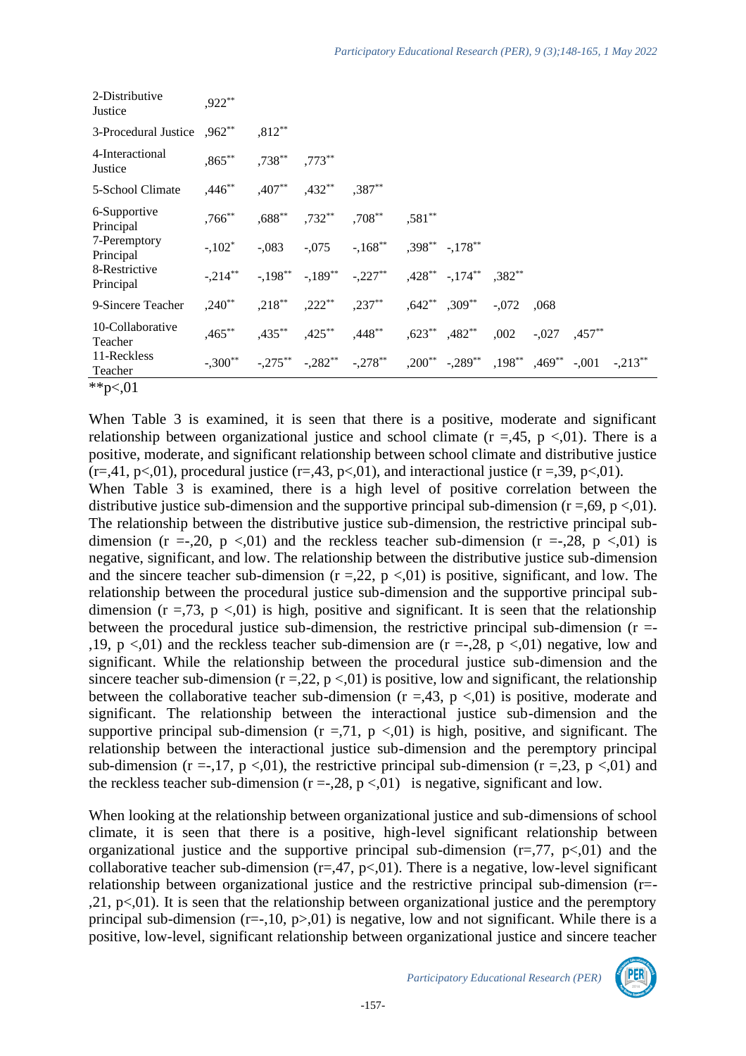| | | | | | | | | | | |
|---|---|---|---|---|---|---|---|---|---|---|
| 2-Distributive Justice | ,922** | | | | | | | | | |
| 3-Procedural Justice | ,962** | ,812** | | | | | | | | |
| 4-Interactional Justice | ,865** | ,738** | ,773** | | | | | | | |
| 5-School Climate | ,446** | ,407** | ,432** | ,387** | | | | | | |
| 6-Supportive Principal | ,766** | ,688** | ,732** | ,708** | ,581** | | | | | |
| 7-Peremptory Principal | -,102* | -,083 | -,075 | -,168** | ,398** | -,178** | | | | |
| 8-Restrictive Principal | -,214** | -,198** | -,189** | -,227** | ,428** | -,174** | ,382** | | | |
| 9-Sincere Teacher | ,240** | ,218** | ,222** | ,237** | ,642** | ,309** | -,072 | ,068 | | |
| 10-Collaborative Teacher | ,465** | ,435** | ,425** | ,448** | ,623** | ,482** | ,002 | -,027 | ,457** | |
| 11-Reckless Teacher | -,300** | -,275** | -,282** | -,278** | ,200** | -,289** | ,198** | ,469** | -,001 | -,213** |

**p<,01

When Table 3 is examined, it is seen that there is a positive, moderate and significant relationship between organizational justice and school climate (r =,45, p <,01). There is a positive, moderate, and significant relationship between school climate and distributive justice (r=,41, p<,01), procedural justice (r=,43, p<,01), and interactional justice (r =,39, p<,01).
When Table 3 is examined, there is a high level of positive correlation between the distributive justice sub-dimension and the supportive principal sub-dimension (r =,69, p <,01). The relationship between the distributive justice sub-dimension, the restrictive principal sub-dimension (r =-,20, p <,01) and the reckless teacher sub-dimension (r =-,28, p <,01) is negative, significant, and low. The relationship between the distributive justice sub-dimension and the sincere teacher sub-dimension (r =,22, p <,01) is positive, significant, and low. The relationship between the procedural justice sub-dimension and the supportive principal sub-dimension (r =,73, p <,01) is high, positive and significant. It is seen that the relationship between the procedural justice sub-dimension, the restrictive principal sub-dimension (r =-,19, p <,01) and the reckless teacher sub-dimension are (r =-,28, p <,01) negative, low and significant. While the relationship between the procedural justice sub-dimension and the sincere teacher sub-dimension (r =,22, p <,01) is positive, low and significant, the relationship between the collaborative teacher sub-dimension (r =,43, p <,01) is positive, moderate and significant. The relationship between the interactional justice sub-dimension and the supportive principal sub-dimension (r =,71, p <,01) is high, positive, and significant. The relationship between the interactional justice sub-dimension and the peremptory principal sub-dimension (r =-,17, p <,01), the restrictive principal sub-dimension (r =,23, p <,01) and the reckless teacher sub-dimension (r =-,28, p <,01) is negative, significant and low.

When looking at the relationship between organizational justice and sub-dimensions of school climate, it is seen that there is a positive, high-level significant relationship between organizational justice and the supportive principal sub-dimension (r=,77, p<,01) and the collaborative teacher sub-dimension (r=,47, p<,01). There is a negative, low-level significant relationship between organizational justice and the restrictive principal sub-dimension (r=-,21, p<,01). It is seen that the relationship between organizational justice and the peremptory principal sub-dimension (r=-,10, p>,01) is negative, low and not significant. While there is a positive, low-level, significant relationship between organizational justice and sincere teacher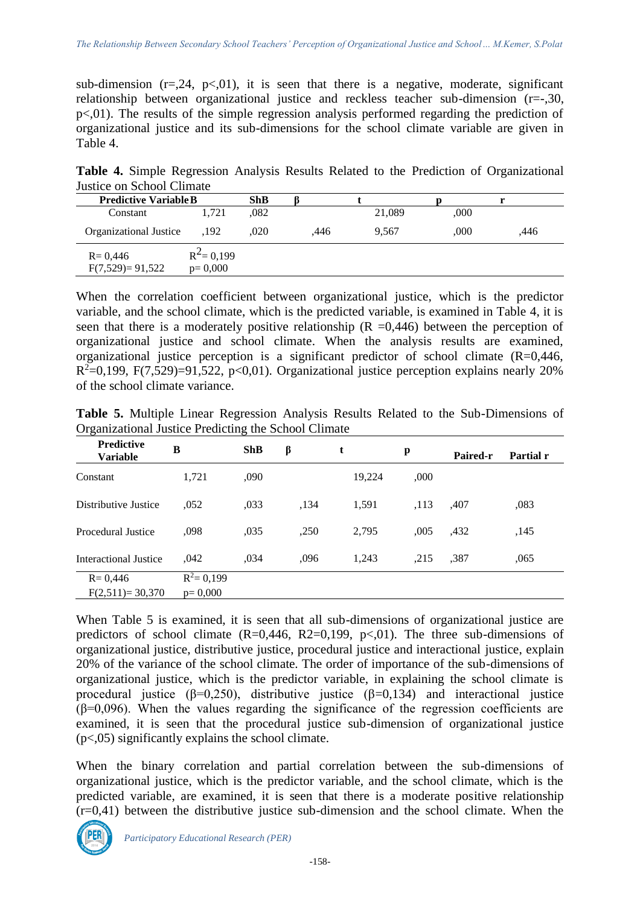sub-dimension ($r=,24$, $p<,01$), it is seen that there is a negative, moderate, significant relationship between organizational justice and reckless teacher sub-dimension ($r=-,30$, $p<,01$). The results of the simple regression analysis performed regarding the prediction of organizational justice and its sub-dimensions for the school climate variable are given in Table 4.

**Table 4.** Simple Regression Analysis Results Related to the Prediction of Organizational Justice on School Climate

| Predictive Variable | B | ShB | β | t | p | r |
|---|---|---|---|---|---|---|
| Constant | 1,721 | ,082 | | 21,089 | ,000 | |
| Organizational Justice | ,192 | ,020 | ,446 | 9,567 | ,000 | ,446 |
| R= 0,446 | $R^2$= 0,199 | | | | | |
| F(7,529)= 91,522 | p= 0,000 | | | | | |

When the correlation coefficient between organizational justice, which is the predictor variable, and the school climate, which is the predicted variable, is examined in Table 4, it is seen that there is a moderately positive relationship ($R=0,446$) between the perception of organizational justice and school climate. When the analysis results are examined, organizational justice perception is a significant predictor of school climate ($R=0,446$, $R^2=0,199$, $F(7,529)=91,522$, $p<0,01$). Organizational justice perception explains nearly 20% of the school climate variance.

**Table 5.** Multiple Linear Regression Analysis Results Related to the Sub-Dimensions of Organizational Justice Predicting the School Climate

| Predictive Variable | B | ShB | β | t | p | Paired-r | Partial r |
|---|---|---|---|---|---|---|---|
| Constant | 1,721 | ,090 | | 19,224 | ,000 | | |
| Distributive Justice | ,052 | ,033 | ,134 | 1,591 | ,113 | ,407 | ,083 |
| Procedural Justice | ,098 | ,035 | ,250 | 2,795 | ,005 | ,432 | ,145 |
| Interactional Justice | ,042 | ,034 | ,096 | 1,243 | ,215 | ,387 | ,065 |
| R= 0,446 | $R^2$= 0,199 | | | | | | |
| F(2,511)= 30,370 | p= 0,000 | | | | | | |

When Table 5 is examined, it is seen that all sub-dimensions of organizational justice are predictors of school climate (R=0,446, R2=0,199, p<,01). The three sub-dimensions of organizational justice, distributive justice, procedural justice and interactional justice, explain 20% of the variance of the school climate. The order of importance of the sub-dimensions of organizational justice, which is the predictor variable, in explaining the school climate is procedural justice ($\beta=0,250$), distributive justice ($\beta=0,134$) and interactional justice ($\beta=0,096$). When the values regarding the significance of the regression coefficients are examined, it is seen that the procedural justice sub-dimension of organizational justice ($p<,05$) significantly explains the school climate.

When the binary correlation and partial correlation between the sub-dimensions of organizational justice, which is the predictor variable, and the school climate, which is the predicted variable, are examined, it is seen that there is a moderate positive relationship ($r=0,41$) between the distributive justice sub-dimension and the school climate. When the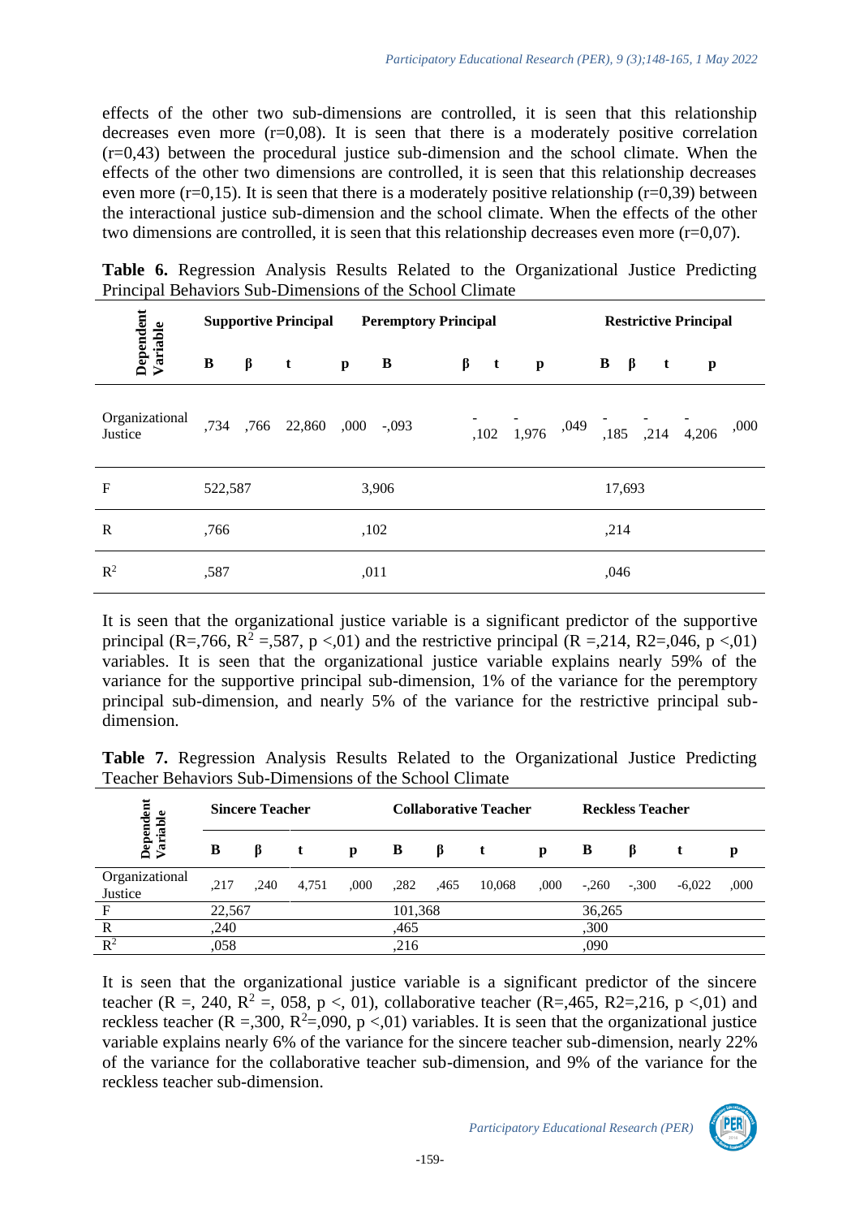effects of the other two sub-dimensions are controlled, it is seen that this relationship decreases even more (r=0,08). It is seen that there is a moderately positive correlation (r=0,43) between the procedural justice sub-dimension and the school climate. When the effects of the other two dimensions are controlled, it is seen that this relationship decreases even more (r=0,15). It is seen that there is a moderately positive relationship (r=0,39) between the interactional justice sub-dimension and the school climate. When the effects of the other two dimensions are controlled, it is seen that this relationship decreases even more (r=0,07).

**Table 6.** Regression Analysis Results Related to the Organizational Justice Predicting Principal Behaviors Sub-Dimensions of the School Climate

| Dependent Variable | Supportive Principal | | | | Peremptory Principal | | | | Restrictive Principal | | | |
|---|---|---|---|---|---|---|---|---|---|---|---|---|
| | B | β | t | p | B | β | t | p | B | β | t | p |
| Organizational Justice | ,734 | ,766 | 22,860 | ,000 | -,093 | -,102 | -1,976 | ,049 | -,185 | -,214 | -4,206 | ,000 |
| F | 522,587 | | | | 3,906 | | | | 17,693 | | | |
| R | ,766 | | | | ,102 | | | | ,214 | | | |
| $R^2$ | ,587 | | | | ,011 | | | | ,046 | | | |

It is seen that the organizational justice variable is a significant predictor of the supportive principal (R=,766, $R^2$ =,587, p <,01) and the restrictive principal (R =,214, R2=,046, p <,01) variables. It is seen that the organizational justice variable explains nearly 59% of the variance for the supportive principal sub-dimension, 1% of the variance for the peremptory principal sub-dimension, and nearly 5% of the variance for the restrictive principal sub-dimension.

**Table 7.** Regression Analysis Results Related to the Organizational Justice Predicting Teacher Behaviors Sub-Dimensions of the School Climate

| Dependent Variable | Sincere Teacher | | | | Collaborative Teacher | | | | Reckless Teacher | | | |
|---|---|---|---|---|---|---|---|---|---|---|---|---|
| | B | β | t | p | B | β | t | p | B | β | t | p |
| Organizational Justice | ,217 | ,240 | 4,751 | ,000 | ,282 | ,465 | 10,068 | ,000 | -,260 | -,300 | -6,022 | ,000 |
| F | 22,567 | | | | 101,368 | | | | 36,265 | | | |
| R | ,240 | | | | ,465 | | | | ,300 | | | |
| $R^2$ | ,058 | | | | ,216 | | | | ,090 | | | |

It is seen that the organizational justice variable is a significant predictor of the sincere teacher (R =, 240, $R^2$ =, 058, p <, 01), collaborative teacher (R=,465, R2=,216, p <,01) and reckless teacher (R =,300, $R^2$=,090, p <,01) variables. It is seen that the organizational justice variable explains nearly 6% of the variance for the sincere teacher sub-dimension, nearly 22% of the variance for the collaborative teacher sub-dimension, and 9% of the variance for the reckless teacher sub-dimension.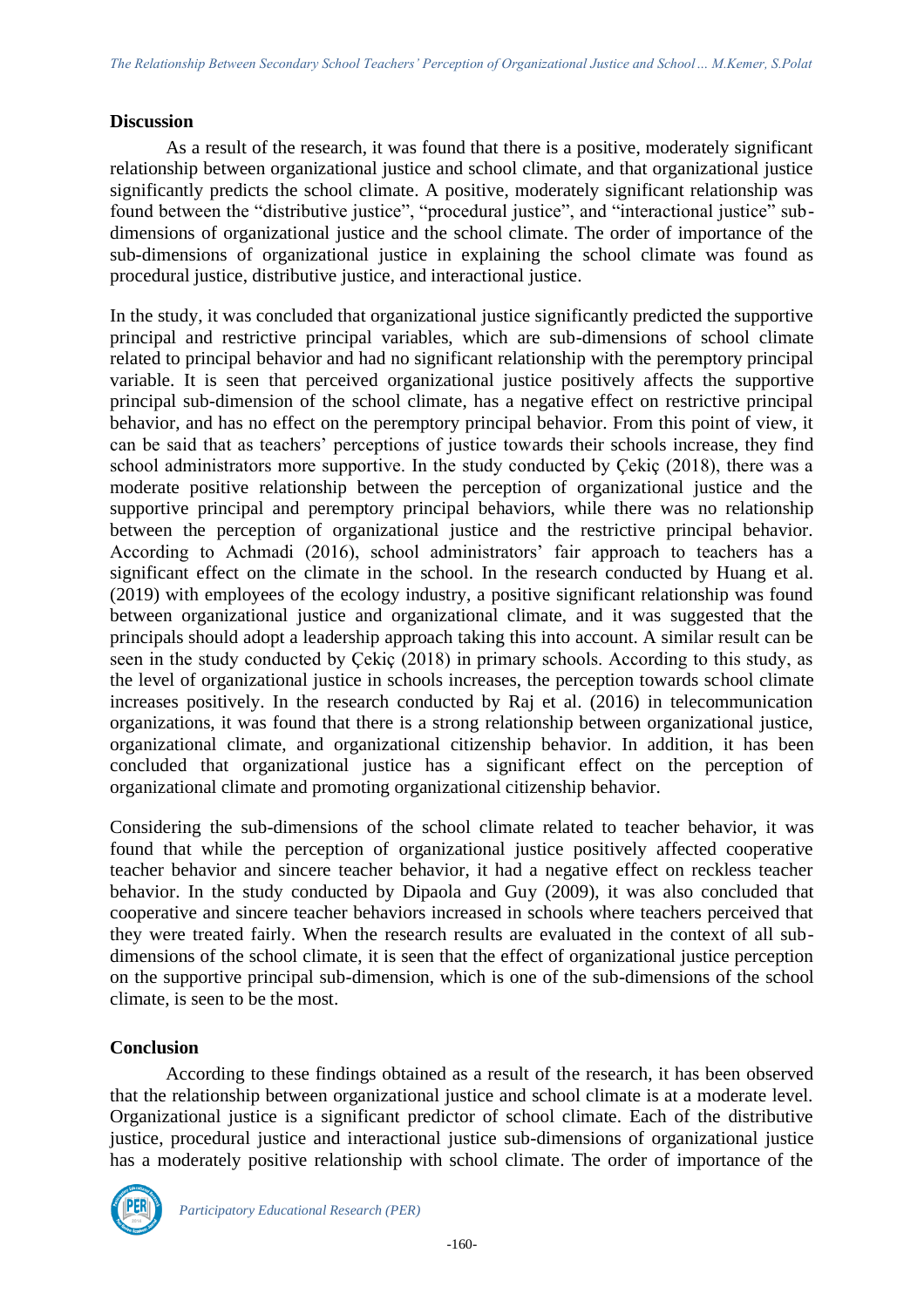## Discussion

As a result of the research, it was found that there is a positive, moderately significant relationship between organizational justice and school climate, and that organizational justice significantly predicts the school climate. A positive, moderately significant relationship was found between the "distributive justice", "procedural justice", and "interactional justice" sub-dimensions of organizational justice and the school climate. The order of importance of the sub-dimensions of organizational justice in explaining the school climate was found as procedural justice, distributive justice, and interactional justice.

In the study, it was concluded that organizational justice significantly predicted the supportive principal and restrictive principal variables, which are sub-dimensions of school climate related to principal behavior and had no significant relationship with the peremptory principal variable. It is seen that perceived organizational justice positively affects the supportive principal sub-dimension of the school climate, has a negative effect on restrictive principal behavior, and has no effect on the peremptory principal behavior. From this point of view, it can be said that as teachers' perceptions of justice towards their schools increase, they find school administrators more supportive. In the study conducted by Çekiç (2018), there was a moderate positive relationship between the perception of organizational justice and the supportive principal and peremptory principal behaviors, while there was no relationship between the perception of organizational justice and the restrictive principal behavior. According to Achmadi (2016), school administrators' fair approach to teachers has a significant effect on the climate in the school. In the research conducted by Huang et al. (2019) with employees of the ecology industry, a positive significant relationship was found between organizational justice and organizational climate, and it was suggested that the principals should adopt a leadership approach taking this into account. A similar result can be seen in the study conducted by Çekiç (2018) in primary schools. According to this study, as the level of organizational justice in schools increases, the perception towards school climate increases positively. In the research conducted by Raj et al. (2016) in telecommunication organizations, it was found that there is a strong relationship between organizational justice, organizational climate, and organizational citizenship behavior. In addition, it has been concluded that organizational justice has a significant effect on the perception of organizational climate and promoting organizational citizenship behavior.

Considering the sub-dimensions of the school climate related to teacher behavior, it was found that while the perception of organizational justice positively affected cooperative teacher behavior and sincere teacher behavior, it had a negative effect on reckless teacher behavior. In the study conducted by Dipaola and Guy (2009), it was also concluded that cooperative and sincere teacher behaviors increased in schools where teachers perceived that they were treated fairly. When the research results are evaluated in the context of all sub-dimensions of the school climate, it is seen that the effect of organizational justice perception on the supportive principal sub-dimension, which is one of the sub-dimensions of the school climate, is seen to be the most.

## Conclusion

According to these findings obtained as a result of the research, it has been observed that the relationship between organizational justice and school climate is at a moderate level. Organizational justice is a significant predictor of school climate. Each of the distributive justice, procedural justice and interactional justice sub-dimensions of organizational justice has a moderately positive relationship with school climate. The order of importance of the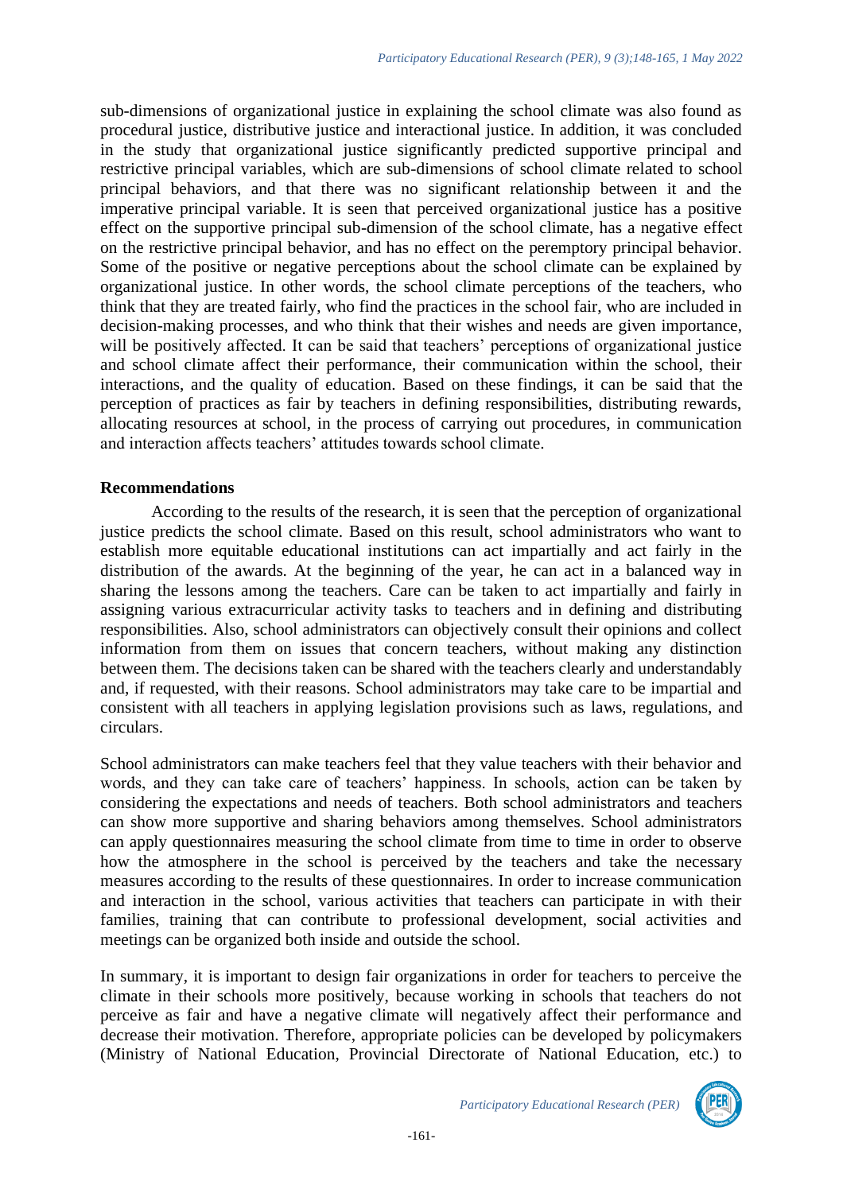sub-dimensions of organizational justice in explaining the school climate was also found as procedural justice, distributive justice and interactional justice. In addition, it was concluded in the study that organizational justice significantly predicted supportive principal and restrictive principal variables, which are sub-dimensions of school climate related to school principal behaviors, and that there was no significant relationship between it and the imperative principal variable. It is seen that perceived organizational justice has a positive effect on the supportive principal sub-dimension of the school climate, has a negative effect on the restrictive principal behavior, and has no effect on the peremptory principal behavior. Some of the positive or negative perceptions about the school climate can be explained by organizational justice. In other words, the school climate perceptions of the teachers, who think that they are treated fairly, who find the practices in the school fair, who are included in decision-making processes, and who think that their wishes and needs are given importance, will be positively affected. It can be said that teachers' perceptions of organizational justice and school climate affect their performance, their communication within the school, their interactions, and the quality of education. Based on these findings, it can be said that the perception of practices as fair by teachers in defining responsibilities, distributing rewards, allocating resources at school, in the process of carrying out procedures, in communication and interaction affects teachers' attitudes towards school climate.

## Recommendations

According to the results of the research, it is seen that the perception of organizational justice predicts the school climate. Based on this result, school administrators who want to establish more equitable educational institutions can act impartially and act fairly in the distribution of the awards. At the beginning of the year, he can act in a balanced way in sharing the lessons among the teachers. Care can be taken to act impartially and fairly in assigning various extracurricular activity tasks to teachers and in defining and distributing responsibilities. Also, school administrators can objectively consult their opinions and collect information from them on issues that concern teachers, without making any distinction between them. The decisions taken can be shared with the teachers clearly and understandably and, if requested, with their reasons. School administrators may take care to be impartial and consistent with all teachers in applying legislation provisions such as laws, regulations, and circulars.

School administrators can make teachers feel that they value teachers with their behavior and words, and they can take care of teachers' happiness. In schools, action can be taken by considering the expectations and needs of teachers. Both school administrators and teachers can show more supportive and sharing behaviors among themselves. School administrators can apply questionnaires measuring the school climate from time to time in order to observe how the atmosphere in the school is perceived by the teachers and take the necessary measures according to the results of these questionnaires. In order to increase communication and interaction in the school, various activities that teachers can participate in with their families, training that can contribute to professional development, social activities and meetings can be organized both inside and outside the school.

In summary, it is important to design fair organizations in order for teachers to perceive the climate in their schools more positively, because working in schools that teachers do not perceive as fair and have a negative climate will negatively affect their performance and decrease their motivation. Therefore, appropriate policies can be developed by policymakers (Ministry of National Education, Provincial Directorate of National Education, etc.) to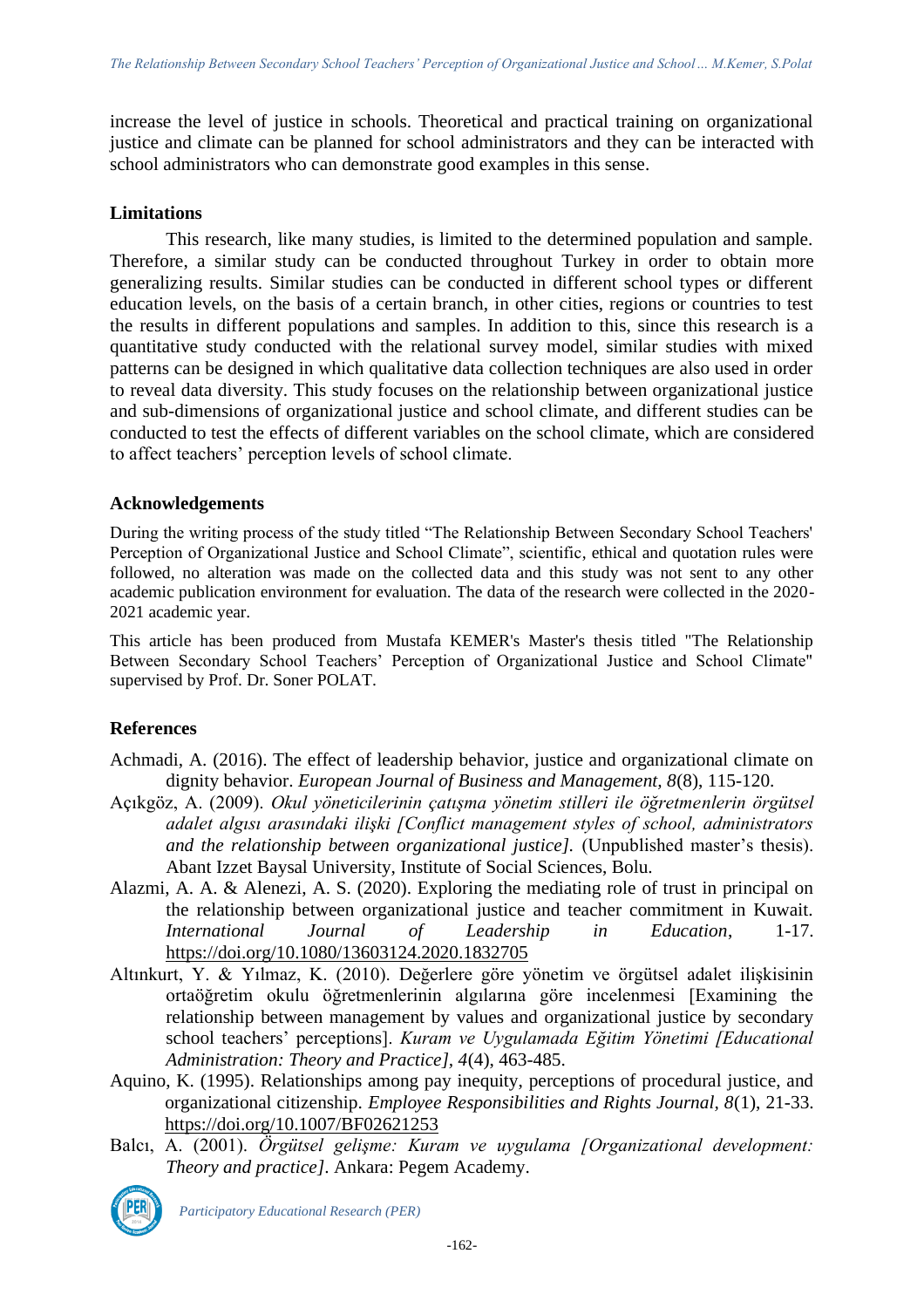increase the level of justice in schools. Theoretical and practical training on organizational justice and climate can be planned for school administrators and they can be interacted with school administrators who can demonstrate good examples in this sense.

## Limitations

This research, like many studies, is limited to the determined population and sample. Therefore, a similar study can be conducted throughout Turkey in order to obtain more generalizing results. Similar studies can be conducted in different school types or different education levels, on the basis of a certain branch, in other cities, regions or countries to test the results in different populations and samples. In addition to this, since this research is a quantitative study conducted with the relational survey model, similar studies with mixed patterns can be designed in which qualitative data collection techniques are also used in order to reveal data diversity. This study focuses on the relationship between organizational justice and sub-dimensions of organizational justice and school climate, and different studies can be conducted to test the effects of different variables on the school climate, which are considered to affect teachers' perception levels of school climate.

## Acknowledgements

During the writing process of the study titled "The Relationship Between Secondary School Teachers' Perception of Organizational Justice and School Climate", scientific, ethical and quotation rules were followed, no alteration was made on the collected data and this study was not sent to any other academic publication environment for evaluation. The data of the research were collected in the 2020-2021 academic year.

This article has been produced from Mustafa KEMER's Master's thesis titled "The Relationship Between Secondary School Teachers' Perception of Organizational Justice and School Climate" supervised by Prof. Dr. Soner POLAT.

## References

Achmadi, A. (2016). The effect of leadership behavior, justice and organizational climate on dignity behavior. *European Journal of Business and Management, 8*(8), 115-120.

Açıkgöz, A. (2009). *Okul yöneticilerinin çatışma yönetim stilleri ile öğretmenlerin örgütsel adalet algısı arasındaki ilişki [Conflict management styles of school, administrators and the relationship between organizational justice].* (Unpublished master's thesis). Abant Izzet Baysal University, Institute of Social Sciences, Bolu.

Alazmi, A. A. & Alenezi, A. S. (2020). Exploring the mediating role of trust in principal on the relationship between organizational justice and teacher commitment in Kuwait. *International Journal of Leadership in Education*, 1-17. https://doi.org/10.1080/13603124.2020.1832705

Altınkurt, Y. & Yılmaz, K. (2010). Değerlere göre yönetim ve örgütsel adalet ilişkisinin ortaöğretim okulu öğretmenlerinin algılarına göre incelenmesi [Examining the relationship between management by values and organizational justice by secondary school teachers' perceptions]. *Kuram ve Uygulamada Eğitim Yönetimi [Educational Administration: Theory and Practice], 4*(4), 463-485.

Aquino, K. (1995). Relationships among pay inequity, perceptions of procedural justice, and organizational citizenship. *Employee Responsibilities and Rights Journal, 8*(1), 21-33. https://doi.org/10.1007/BF02621253

Balcı, A. (2001). *Örgütsel gelişme: Kuram ve uygulama [Organizational development: Theory and practice]*. Ankara: Pegem Academy.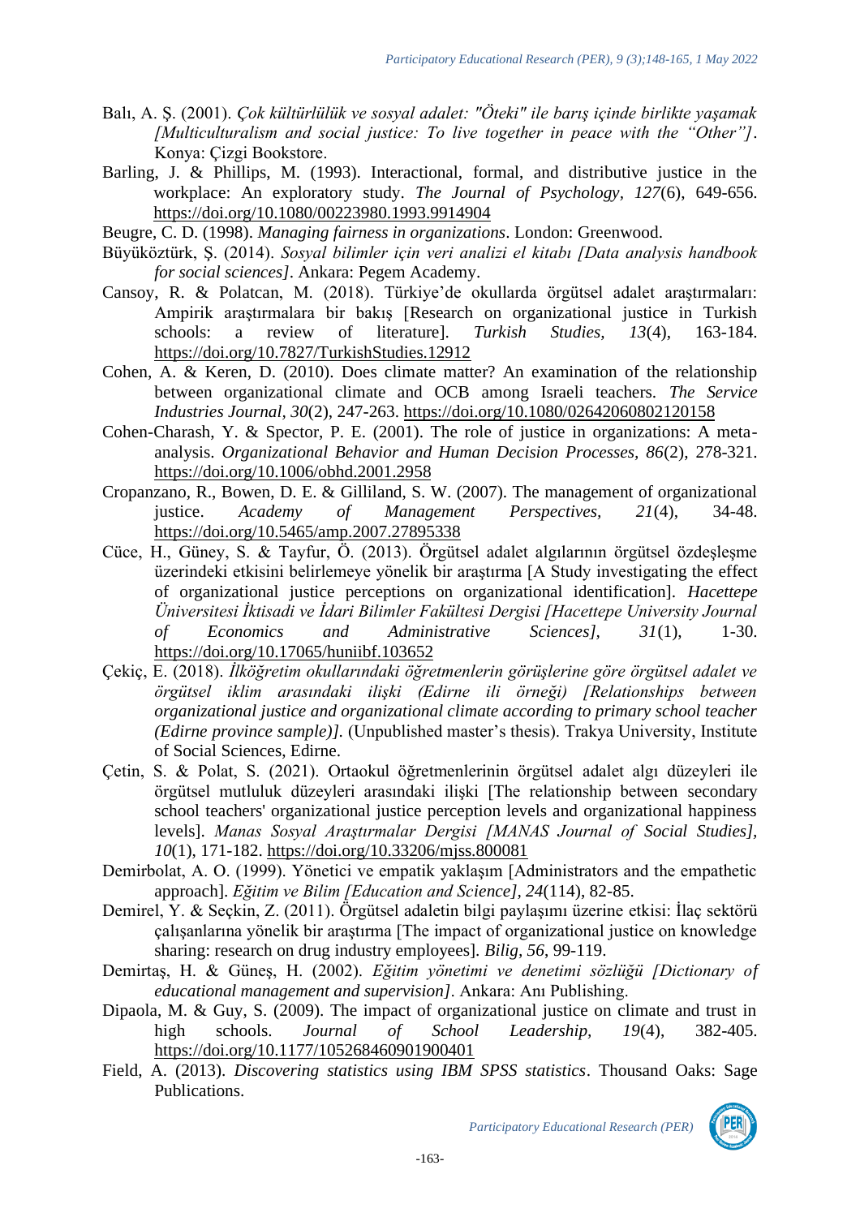Balı, A. Ş. (2001). *Çok kültürlülük ve sosyal adalet: "Öteki" ile barış içinde birlikte yaşamak [Multiculturalism and social justice: To live together in peace with the "Other"]*. Konya: Çizgi Bookstore.

Barling, J. & Phillips, M. (1993). Interactional, formal, and distributive justice in the workplace: An exploratory study. *The Journal of Psychology, 127*(6), 649-656. https://doi.org/10.1080/00223980.1993.9914904

Beugre, C. D. (1998). *Managing fairness in organizations*. London: Greenwood.

Büyüköztürk, Ş. (2014). *Sosyal bilimler için veri analizi el kitabı [Data analysis handbook for social sciences]*. Ankara: Pegem Academy.

Cansoy, R. & Polatcan, M. (2018). Türkiye'de okullarda örgütsel adalet araştırmaları: Ampirik araştırmalara bir bakış [Research on organizational justice in Turkish schools: a review of literature]. *Turkish Studies, 13*(4), 163-184. https://doi.org/10.7827/TurkishStudies.12912

Cohen, A. & Keren, D. (2010). Does climate matter? An examination of the relationship between organizational climate and OCB among Israeli teachers. *The Service Industries Journal, 30*(2), 247-263. https://doi.org/10.1080/02642060802120158

Cohen-Charash, Y. & Spector, P. E. (2001). The role of justice in organizations: A meta-analysis. *Organizational Behavior and Human Decision Processes, 86*(2), 278-321. https://doi.org/10.1006/obhd.2001.2958

Cropanzano, R., Bowen, D. E. & Gilliland, S. W. (2007). The management of organizational justice. *Academy of Management Perspectives, 21*(4), 34-48. https://doi.org/10.5465/amp.2007.27895338

Cüce, H., Güney, S. & Tayfur, Ö. (2013). Örgütsel adalet algılarının örgütsel özdeşleşme üzerindeki etkisini belirlemeye yönelik bir araştırma [A Study investigating the effect of organizational justice perceptions on organizational identification]. *Hacettepe Üniversitesi İktisadi ve İdari Bilimler Fakültesi Dergisi [Hacettepe University Journal of Economics and Administrative Sciences], 31*(1), 1-30. https://doi.org/10.17065/huniibf.103652

Çekiç, E. (2018). *İlköğretim okullarındaki öğretmenlerin görüşlerine göre örgütsel adalet ve örgütsel iklim arasındaki ilişki (Edirne ili örneği) [Relationships between organizational justice and organizational climate according to primary school teacher (Edirne province sample)]*. (Unpublished master's thesis). Trakya University, Institute of Social Sciences, Edirne.

Çetin, S. & Polat, S. (2021). Ortaokul öğretmenlerinin örgütsel adalet algı düzeyleri ile örgütsel mutluluk düzeyleri arasındaki ilişki [The relationship between secondary school teachers' organizational justice perception levels and organizational happiness levels]. *Manas Sosyal Araştırmalar Dergisi [MANAS Journal of Social Studies], 10*(1), 171-182. https://doi.org/10.33206/mjss.800081

Demirbolat, A. O. (1999). Yönetici ve empatik yaklaşım [Administrators and the empathetic approach]. *Eğitim ve Bilim [Education and Science], 24*(114), 82-85.

Demirel, Y. & Seçkin, Z. (2011). Örgütsel adaletin bilgi paylaşımı üzerine etkisi: İlaç sektörü çalışanlarına yönelik bir araştırma [The impact of organizational justice on knowledge sharing: research on drug industry employees]. *Bilig, 56*, 99-119.

Demirtaş, H. & Güneş, H. (2002). *Eğitim yönetimi ve denetimi sözlüğü [Dictionary of educational management and supervision]*. Ankara: Anı Publishing.

Dipaola, M. & Guy, S. (2009). The impact of organizational justice on climate and trust in high schools. *Journal of School Leadership, 19*(4), 382-405. https://doi.org/10.1177/105268460901900401

Field, A. (2013). *Discovering statistics using IBM SPSS statistics*. Thousand Oaks: Sage Publications.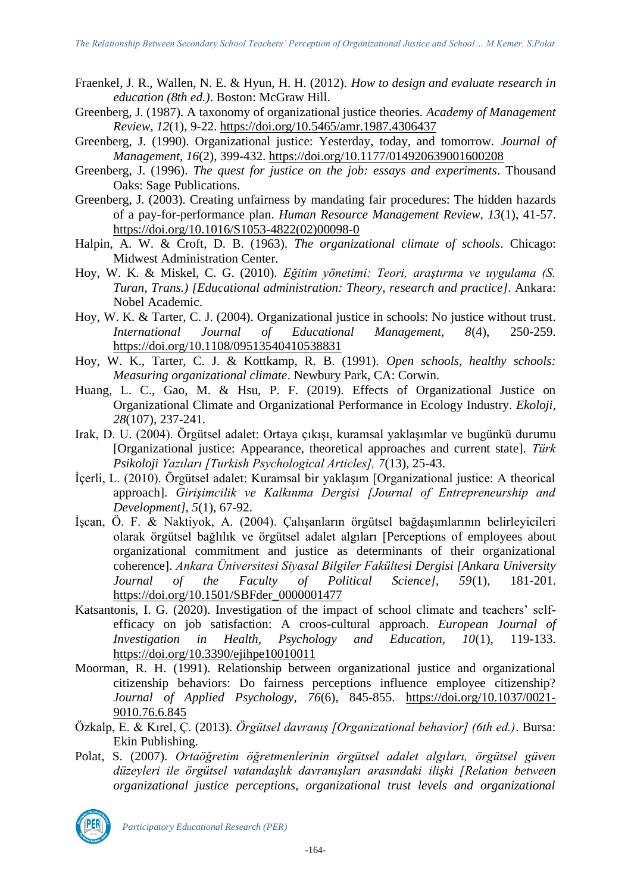Fraenkel, J. R., Wallen, N. E. & Hyun, H. H. (2012). *How to design and evaluate research in education (8th ed.)*. Boston: McGraw Hill.

Greenberg, J. (1987). A taxonomy of organizational justice theories. *Academy of Management Review, 12*(1), 9-22. https://doi.org/10.5465/amr.1987.4306437

Greenberg, J. (1990). Organizational justice: Yesterday, today, and tomorrow. *Journal of Management, 16*(2), 399-432. https://doi.org/10.1177/014920639001600208

Greenberg, J. (1996). *The quest for justice on the job: essays and experiments*. Thousand Oaks: Sage Publications.

Greenberg, J. (2003). Creating unfairness by mandating fair procedures: The hidden hazards of a pay-for-performance plan. *Human Resource Management Review, 13*(1), 41-57. https://doi.org/10.1016/S1053-4822(02)00098-0

Halpin, A. W. & Croft, D. B. (1963). *The organizational climate of schools*. Chicago: Midwest Administration Center.

Hoy, W. K. & Miskel, C. G. (2010). *Eğitim yönetimi: Teori, araştırma ve uygulama (S. Turan, Trans.) [Educational administration: Theory, research and practice]*. Ankara: Nobel Academic.

Hoy, W. K. & Tarter, C. J. (2004). Organizational justice in schools: No justice without trust. *International Journal of Educational Management, 8*(4), 250-259. https://doi.org/10.1108/09513540410538831

Hoy, W. K., Tarter, C. J. & Kottkamp, R. B. (1991). *Open schools, healthy schools: Measuring organizational climate*. Newbury Park, CA: Corwin.

Huang, L. C., Gao, M. & Hsu, P. F. (2019). Effects of Organizational Justice on Organizational Climate and Organizational Performance in Ecology Industry. *Ekoloji, 28*(107), 237-241.

Irak, D. U. (2004). Örgütsel adalet: Ortaya çıkışı, kuramsal yaklaşımlar ve bugünkü durumu [Organizational justice: Appearance, theoretical approaches and current state]. *Türk Psikoloji Yazıları [Turkish Psychological Articles], 7*(13), 25-43.

İçerli, L. (2010). Örgütsel adalet: Kuramsal bir yaklaşım [Organizational justice: A theorical approach]. *Girişimcilik ve Kalkınma Dergisi [Journal of Entrepreneurship and Development], 5*(1), 67-92.

İşcan, Ö. F. & Naktiyok, A. (2004). Çalışanların örgütsel bağdaşımlarının belirleyicileri olarak örgütsel bağlılık ve örgütsel adalet algıları [Perceptions of employees about organizational commitment and justice as determinants of their organizational coherence]. *Ankara Üniversitesi Siyasal Bilgiler Fakültesi Dergisi [Ankara University Journal of the Faculty of Political Science], 59*(1), 181-201. https://doi.org/10.1501/SBFder_0000001477

Katsantonis, I. G. (2020). Investigation of the impact of school climate and teachers' self-efficacy on job satisfaction: A croos-cultural approach. *European Journal of Investigation in Health, Psychology and Education, 10*(1), 119-133. https://doi.org/10.3390/ejihpe10010011

Moorman, R. H. (1991). Relationship between organizational justice and organizational citizenship behaviors: Do fairness perceptions influence employee citizenship? *Journal of Applied Psychology, 76*(6), 845-855. https://doi.org/10.1037/0021-9010.76.6.845

Özkalp, E. & Kırel, Ç. (2013). *Örgütsel davranış [Organizational behavior] (6th ed.)*. Bursa: Ekin Publishing.

Polat, S. (2007). *Ortaöğretim öğretmenlerinin örgütsel adalet algıları, örgütsel güven düzeyleri ile örgütsel vatandaşlık davranışları arasındaki ilişki [Relation between organizational justice perceptions, organizational trust levels and organizational*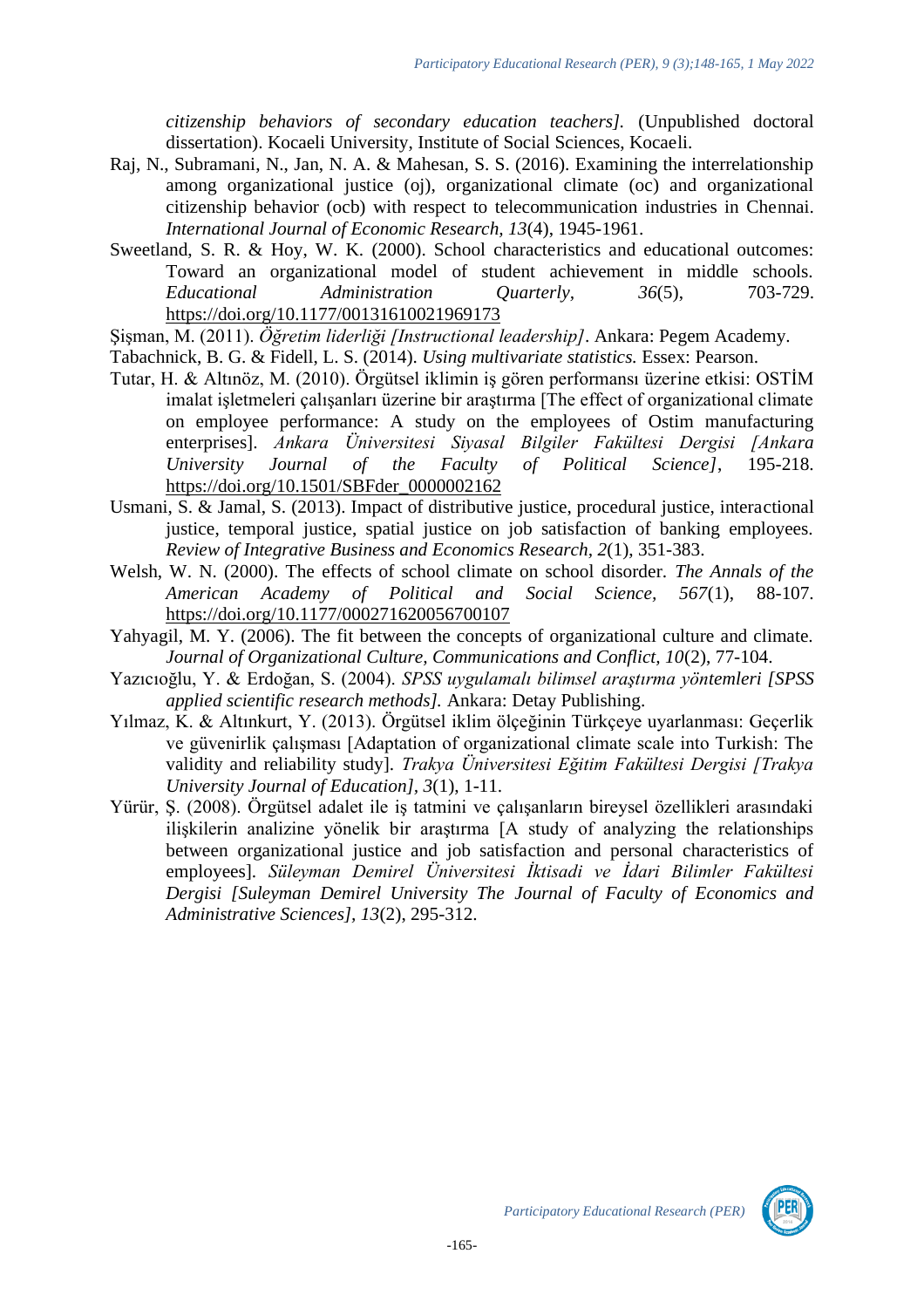*citizenship behaviors of secondary education teachers].* (Unpublished doctoral dissertation). Kocaeli University, Institute of Social Sciences, Kocaeli.

Raj, N., Subramani, N., Jan, N. A. & Mahesan, S. S. (2016). Examining the interrelationship among organizational justice (oj), organizational climate (oc) and organizational citizenship behavior (ocb) with respect to telecommunication industries in Chennai. *International Journal of Economic Research, 13*(4), 1945-1961.

Sweetland, S. R. & Hoy, W. K. (2000). School characteristics and educational outcomes: Toward an organizational model of student achievement in middle schools. *Educational Administration Quarterly, 36*(5), 703-729. https://doi.org/10.1177/00131610021969173

Şişman, M. (2011). *Öğretim liderliği [Instructional leadership]*. Ankara: Pegem Academy.

Tabachnick, B. G. & Fidell, L. S. (2014). *Using multivariate statistics.* Essex: Pearson.

Tutar, H. & Altınöz, M. (2010). Örgütsel iklimin iş gören performansı üzerine etkisi: OSTİM imalat işletmeleri çalışanları üzerine bir araştırma [The effect of organizational climate on employee performance: A study on the employees of Ostim manufacturing enterprises]. *Ankara Üniversitesi Siyasal Bilgiler Fakültesi Dergisi [Ankara University Journal of the Faculty of Political Science]*, 195-218. https://doi.org/10.1501/SBFder_0000002162

Usmani, S. & Jamal, S. (2013). Impact of distributive justice, procedural justice, interactional justice, temporal justice, spatial justice on job satisfaction of banking employees. *Review of Integrative Business and Economics Research, 2*(1), 351-383.

Welsh, W. N. (2000). The effects of school climate on school disorder. *The Annals of the American Academy of Political and Social Science, 567*(1), 88-107. https://doi.org/10.1177/000271620056700107

Yahyagil, M. Y. (2006). The fit between the concepts of organizational culture and climate. *Journal of Organizational Culture, Communications and Conflict, 10*(2), 77-104.

Yazıcıoğlu, Y. & Erdoğan, S. (2004). *SPSS uygulamalı bilimsel araştırma yöntemleri [SPSS applied scientific research methods].* Ankara: Detay Publishing.

Yılmaz, K. & Altınkurt, Y. (2013). Örgütsel iklim ölçeğinin Türkçeye uyarlanması: Geçerlik ve güvenirlik çalışması [Adaptation of organizational climate scale into Turkish: The validity and reliability study]. *Trakya Üniversitesi Eğitim Fakültesi Dergisi [Trakya University Journal of Education], 3*(1), 1-11.

Yürür, Ş. (2008). Örgütsel adalet ile iş tatmini ve çalışanların bireysel özellikleri arasındaki ilişkilerin analizine yönelik bir araştırma [A study of analyzing the relationships between organizational justice and job satisfaction and personal characteristics of employees]. *Süleyman Demirel Üniversitesi İktisadi ve İdari Bilimler Fakültesi Dergisi [Suleyman Demirel University The Journal of Faculty of Economics and Administrative Sciences], 13*(2), 295-312.